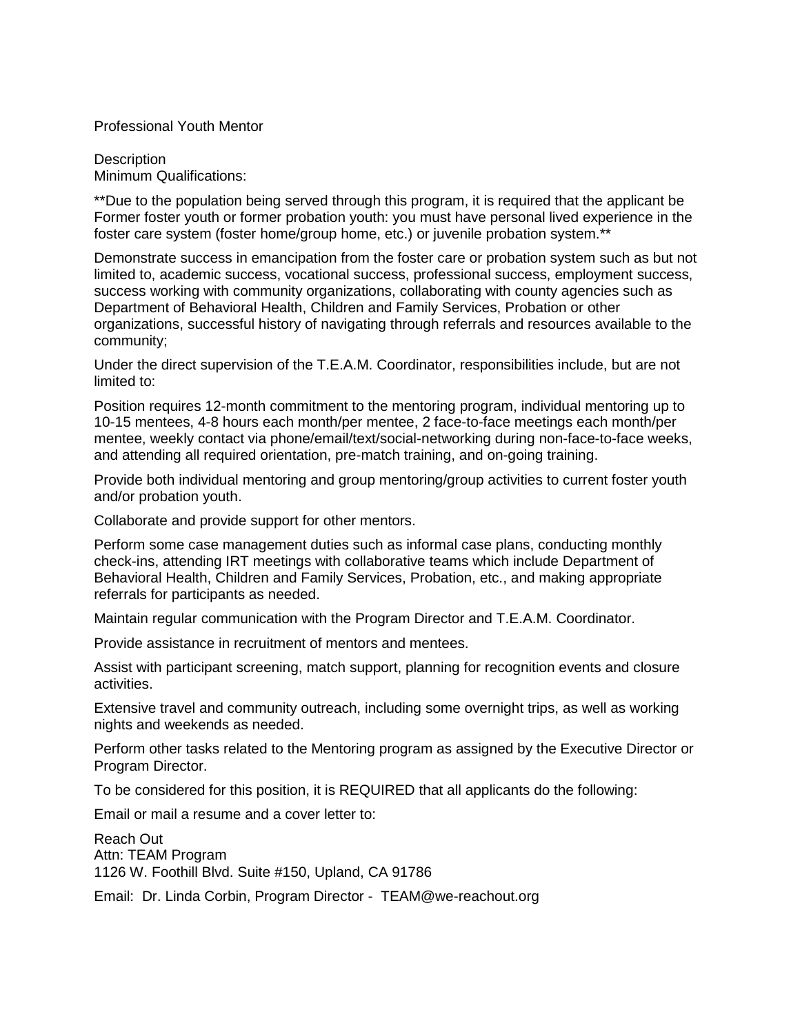# Professional Youth Mentor

Description
Minimum Qualifications:

**Due to the population being served through this program, it is required that the applicant be Former foster youth or former probation youth: you must have personal lived experience in the foster care system (foster home/group home, etc.) or juvenile probation system.**

Demonstrate success in emancipation from the foster care or probation system such as but not limited to, academic success, vocational success, professional success, employment success, success working with community organizations, collaborating with county agencies such as Department of Behavioral Health, Children and Family Services, Probation or other organizations, successful history of navigating through referrals and resources available to the community;

Under the direct supervision of the T.E.A.M. Coordinator, responsibilities include, but are not limited to:

Position requires 12-month commitment to the mentoring program, individual mentoring up to 10-15 mentees, 4-8 hours each month/per mentee, 2 face-to-face meetings each month/per mentee, weekly contact via phone/email/text/social-networking during non-face-to-face weeks, and attending all required orientation, pre-match training, and on-going training.

Provide both individual mentoring and group mentoring/group activities to current foster youth and/or probation youth.

Collaborate and provide support for other mentors.

Perform some case management duties such as informal case plans, conducting monthly check-ins, attending IRT meetings with collaborative teams which include Department of Behavioral Health, Children and Family Services, Probation, etc., and making appropriate referrals for participants as needed.

Maintain regular communication with the Program Director and T.E.A.M. Coordinator.

Provide assistance in recruitment of mentors and mentees.

Assist with participant screening, match support, planning for recognition events and closure activities.

Extensive travel and community outreach, including some overnight trips, as well as working nights and weekends as needed.

Perform other tasks related to the Mentoring program as assigned by the Executive Director or Program Director.

To be considered for this position, it is REQUIRED that all applicants do the following:

Email or mail a resume and a cover letter to:

Reach Out
Attn: TEAM Program
1126 W. Foothill Blvd. Suite #150, Upland, CA 91786

Email: Dr. Linda Corbin, Program Director - TEAM@we-reachout.org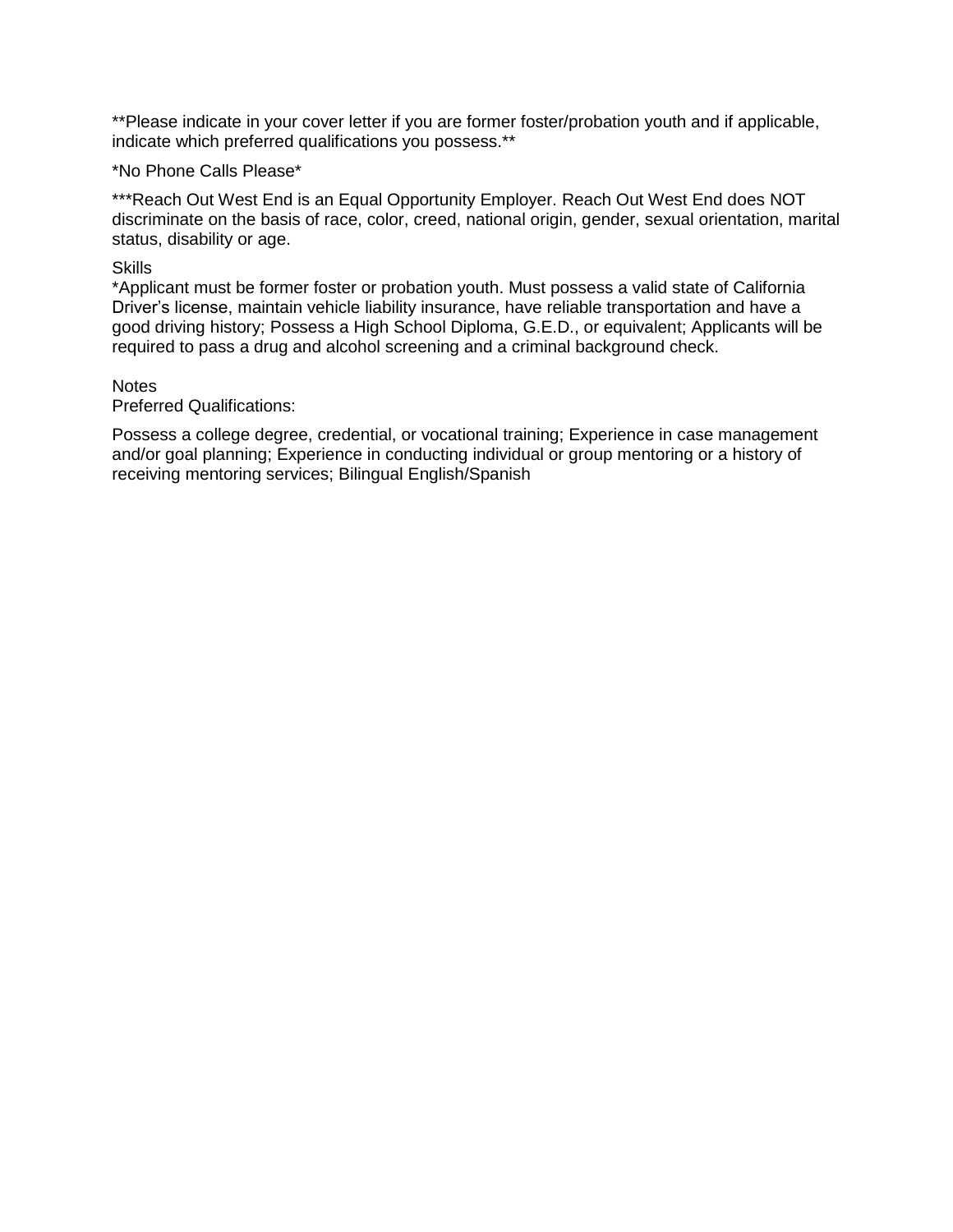**Please indicate in your cover letter if you are former foster/probation youth and if applicable, indicate which preferred qualifications you possess.**

*No Phone Calls Please*

***Reach Out West End is an Equal Opportunity Employer. Reach Out West End does NOT discriminate on the basis of race, color, creed, national origin, gender, sexual orientation, marital status, disability or age.

Skills
*Applicant must be former foster or probation youth. Must possess a valid state of California Driver's license, maintain vehicle liability insurance, have reliable transportation and have a good driving history; Possess a High School Diploma, G.E.D., or equivalent; Applicants will be required to pass a drug and alcohol screening and a criminal background check.

Notes
Preferred Qualifications:

Possess a college degree, credential, or vocational training; Experience in case management and/or goal planning; Experience in conducting individual or group mentoring or a history of receiving mentoring services; Bilingual English/Spanish